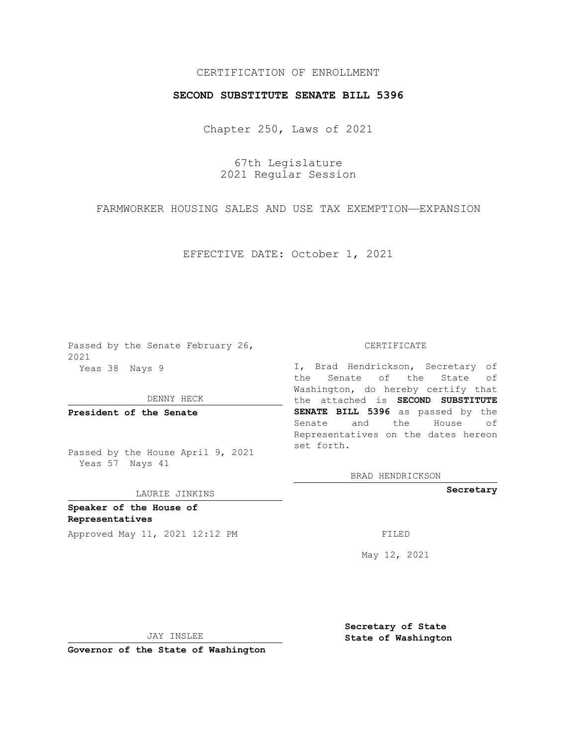CERTIFICATION OF ENROLLMENT

**SECOND SUBSTITUTE SENATE BILL 5396**

Chapter 250, Laws of 2021

67th Legislature
2021 Regular Session

FARMWORKER HOUSING SALES AND USE TAX EXEMPTION—EXPANSION

EFFECTIVE DATE: October 1, 2021

Passed by the Senate February 26, 2021
Yeas 38 Nays 9

DENNY HECK

**President of the Senate**

Passed by the House April 9, 2021
Yeas 57 Nays 41

LAURIE JINKINS

**Speaker of the House of Representatives**

Approved May 11, 2021 12:12 PM

JAY INSLEE

**Governor of the State of Washington**

CERTIFICATE

I, Brad Hendrickson, Secretary of the Senate of the State of Washington, do hereby certify that the attached is **SECOND SUBSTITUTE SENATE BILL 5396** as passed by the Senate and the House of Representatives on the dates hereon set forth.

BRAD HENDRICKSON

**Secretary**

FILED

May 12, 2021

**Secretary of State**
**State of Washington**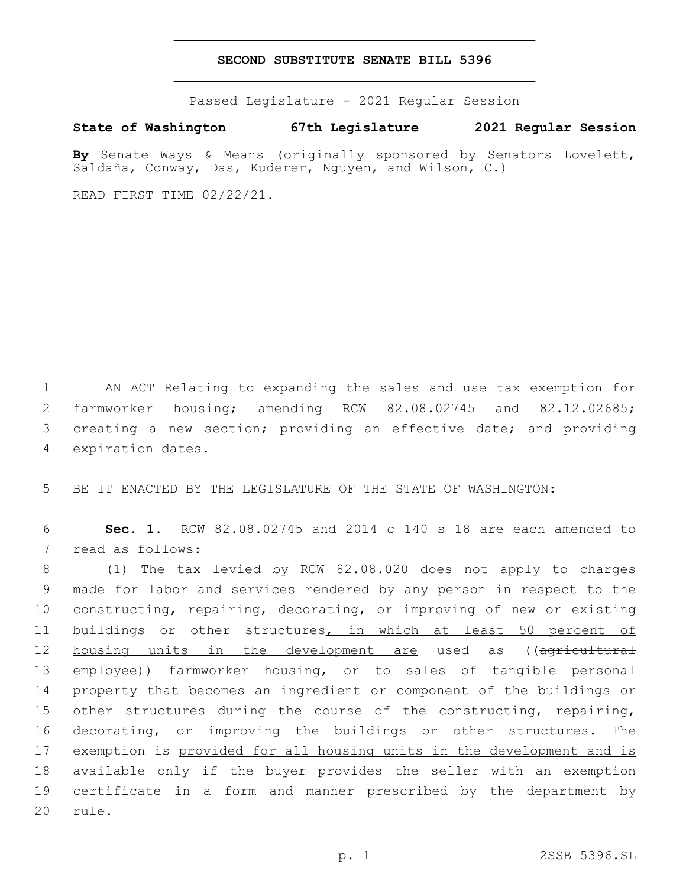## SECOND SUBSTITUTE SENATE BILL 5396

Passed Legislature - 2021 Regular Session

**State of Washington 67th Legislature 2021 Regular Session**

**By** Senate Ways & Means (originally sponsored by Senators Lovelett, Saldaña, Conway, Das, Kuderer, Nguyen, and Wilson, C.)

READ FIRST TIME 02/22/21.

AN ACT Relating to expanding the sales and use tax exemption for farmworker housing; amending RCW 82.08.02745 and 82.12.02685; creating a new section; providing an effective date; and providing expiration dates.

BE IT ENACTED BY THE LEGISLATURE OF THE STATE OF WASHINGTON:

**Sec. 1.** RCW 82.08.02745 and 2014 c 140 s 18 are each amended to read as follows:

(1) The tax levied by RCW 82.08.020 does not apply to charges made for labor and services rendered by any person in respect to the constructing, repairing, decorating, or improving of new or existing buildings or other structures<u>, in which at least 50 percent of housing units in the development are</u> used as ((~~agricultural employee~~)) <u>farmworker</u> housing, or to sales of tangible personal property that becomes an ingredient or component of the buildings or other structures during the course of the constructing, repairing, decorating, or improving the buildings or other structures. The exemption is <u>provided for all housing units in the development and is</u> available only if the buyer provides the seller with an exemption certificate in a form and manner prescribed by the department by rule.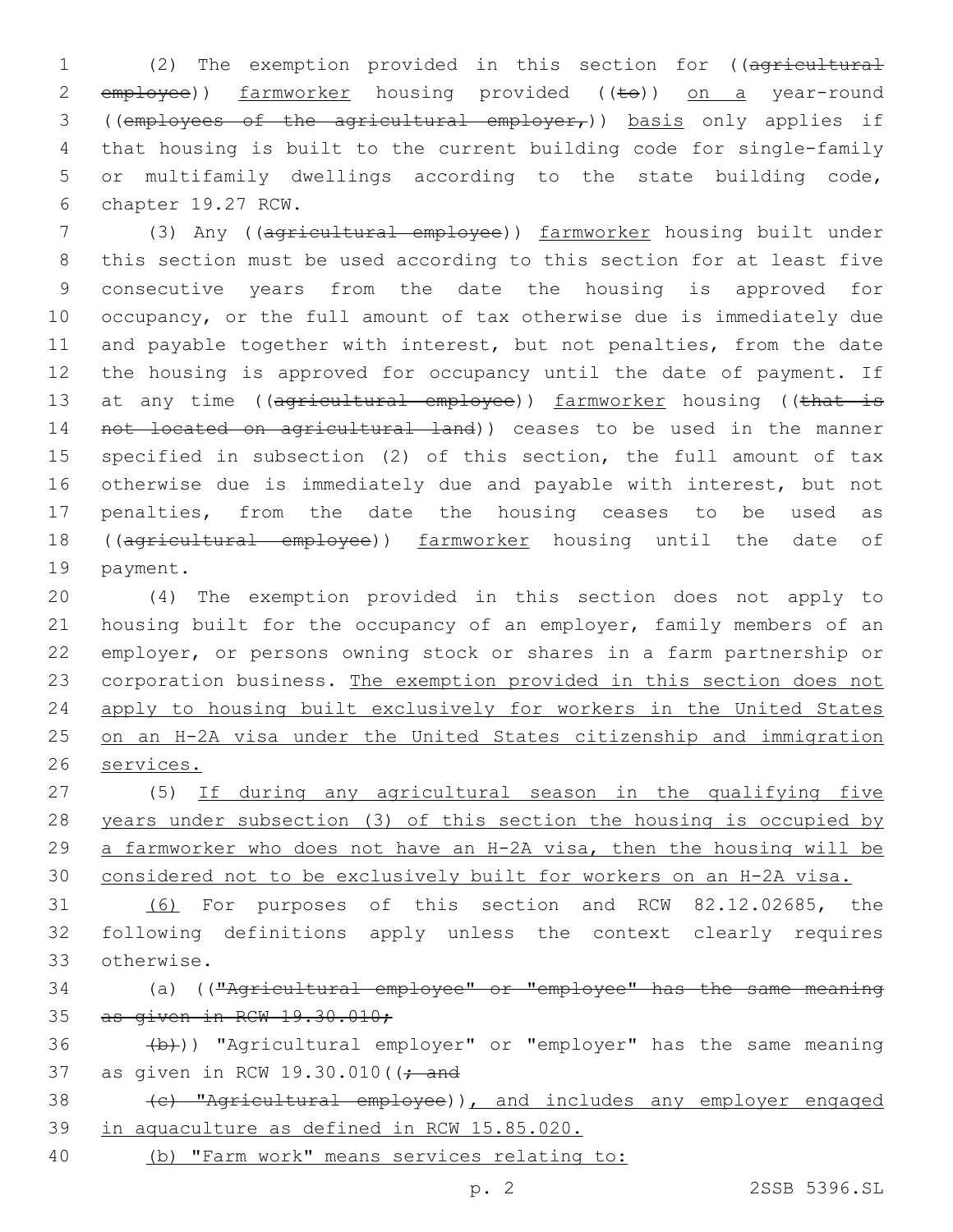(2) The exemption provided in this section for ((~~agricultural employee~~)) farmworker housing provided ((~~to~~)) on a year-round ((~~employees of the agricultural employer,~~)) basis only applies if that housing is built to the current building code for single-family or multifamily dwellings according to the state building code, chapter 19.27 RCW.

(3) Any ((~~agricultural employee~~)) farmworker housing built under this section must be used according to this section for at least five consecutive years from the date the housing is approved for occupancy, or the full amount of tax otherwise due is immediately due and payable together with interest, but not penalties, from the date the housing is approved for occupancy until the date of payment. If at any time ((~~agricultural employee~~)) farmworker housing ((~~that is not located on agricultural land~~)) ceases to be used in the manner specified in subsection (2) of this section, the full amount of tax otherwise due is immediately due and payable with interest, but not penalties, from the date the housing ceases to be used as ((~~agricultural employee~~)) farmworker housing until the date of payment.

(4) The exemption provided in this section does not apply to housing built for the occupancy of an employer, family members of an employer, or persons owning stock or shares in a farm partnership or corporation business. The exemption provided in this section does not apply to housing built exclusively for workers in the United States on an H-2A visa under the United States citizenship and immigration services.

(5) If during any agricultural season in the qualifying five years under subsection (3) of this section the housing is occupied by a farmworker who does not have an H-2A visa, then the housing will be considered not to be exclusively built for workers on an H-2A visa.

(6) For purposes of this section and RCW 82.12.02685, the following definitions apply unless the context clearly requires otherwise.

(a) ((~~"Agricultural employee" or "employee" has the same meaning as given in RCW 19.30.010;~~

~~(b)~~)) "Agricultural employer" or "employer" has the same meaning as given in RCW 19.30.010((~~; and~~

~~(c) "Agricultural employee"~~)), and includes any employer engaged in aquaculture as defined in RCW 15.85.020.

(b) "Farm work" means services relating to: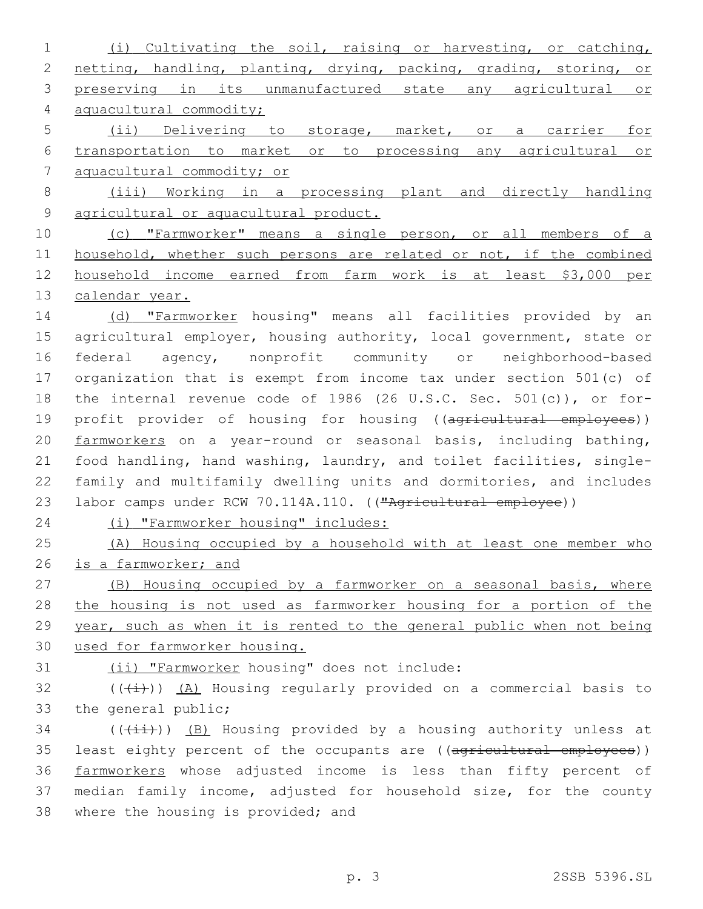(i) Cultivating the soil, raising or harvesting, or catching, netting, handling, planting, drying, packing, grading, storing, or preserving in its unmanufactured state any agricultural or aquacultural commodity;

(ii) Delivering to storage, market, or a carrier for transportation to market or to processing any agricultural or aquacultural commodity; or

(iii) Working in a processing plant and directly handling agricultural or aquacultural product.

(c) "Farmworker" means a single person, or all members of a household, whether such persons are related or not, if the combined household income earned from farm work is at least $3,000 per calendar year.

(d) "Farmworker housing" means all facilities provided by an agricultural employer, housing authority, local government, state or federal agency, nonprofit community or neighborhood-based organization that is exempt from income tax under section 501(c) of the internal revenue code of 1986 (26 U.S.C. Sec. 501(c)), or for-profit provider of housing for housing ((~~agricultural employees~~)) farmworkers on a year-round or seasonal basis, including bathing, food handling, hand washing, laundry, and toilet facilities, single-family and multifamily dwelling units and dormitories, and includes labor camps under RCW 70.114A.110. ((~~"Agricultural employee~~))

(i) "Farmworker housing" includes:

(A) Housing occupied by a household with at least one member who is a farmworker; and

(B) Housing occupied by a farmworker on a seasonal basis, where the housing is not used as farmworker housing for a portion of the year, such as when it is rented to the general public when not being used for farmworker housing.

(ii) "Farmworker housing" does not include:

((~~(i)~~)) (A) Housing regularly provided on a commercial basis to the general public;

((~~(ii)~~)) (B) Housing provided by a housing authority unless at least eighty percent of the occupants are ((~~agricultural employees~~)) farmworkers whose adjusted income is less than fifty percent of median family income, adjusted for household size, for the county where the housing is provided; and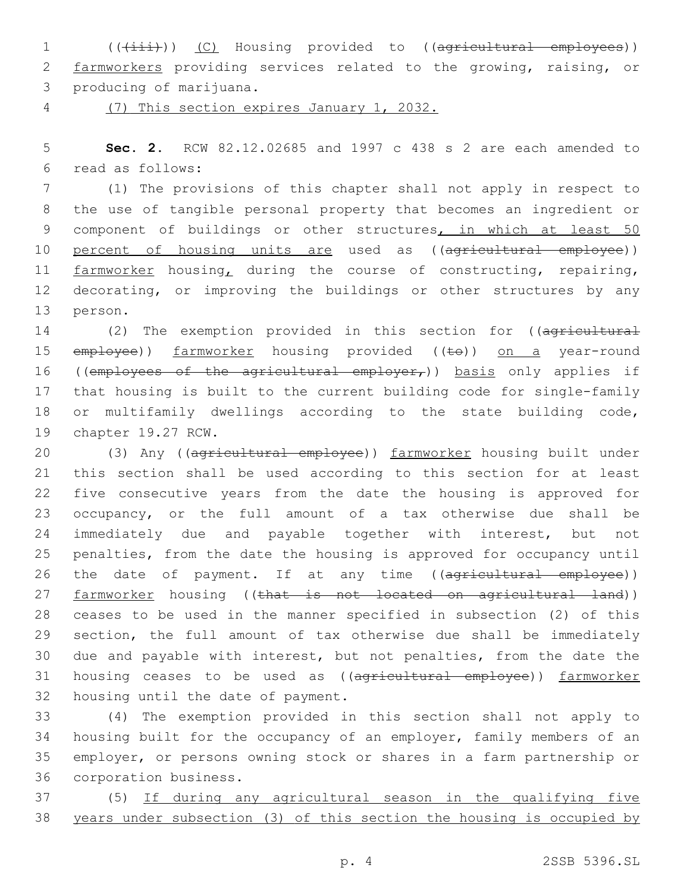(((iii))) (C) Housing provided to ((~~agricultural employees~~)) farmworkers providing services related to the growing, raising, or producing of marijuana.

(7) This section expires January 1, 2032.

**Sec. 2.** RCW 82.12.02685 and 1997 c 438 s 2 are each amended to read as follows:

(1) The provisions of this chapter shall not apply in respect to the use of tangible personal property that becomes an ingredient or component of buildings or other structures, in which at least 50 percent of housing units are used as ((~~agricultural employee~~)) farmworker housing, during the course of constructing, repairing, decorating, or improving the buildings or other structures by any person.

(2) The exemption provided in this section for ((~~agricultural employee~~)) farmworker housing provided ((~~to~~)) on a year-round ((~~employees of the agricultural employer,~~)) basis only applies if that housing is built to the current building code for single-family or multifamily dwellings according to the state building code, chapter 19.27 RCW.

(3) Any ((~~agricultural employee~~)) farmworker housing built under this section shall be used according to this section for at least five consecutive years from the date the housing is approved for occupancy, or the full amount of a tax otherwise due shall be immediately due and payable together with interest, but not penalties, from the date the housing is approved for occupancy until the date of payment. If at any time ((~~agricultural employee~~)) farmworker housing ((~~that is not located on agricultural land~~)) ceases to be used in the manner specified in subsection (2) of this section, the full amount of tax otherwise due shall be immediately due and payable with interest, but not penalties, from the date the housing ceases to be used as ((~~agricultural employee~~)) farmworker housing until the date of payment.

(4) The exemption provided in this section shall not apply to housing built for the occupancy of an employer, family members of an employer, or persons owning stock or shares in a farm partnership or corporation business.

(5) If during any agricultural season in the qualifying five years under subsection (3) of this section the housing is occupied by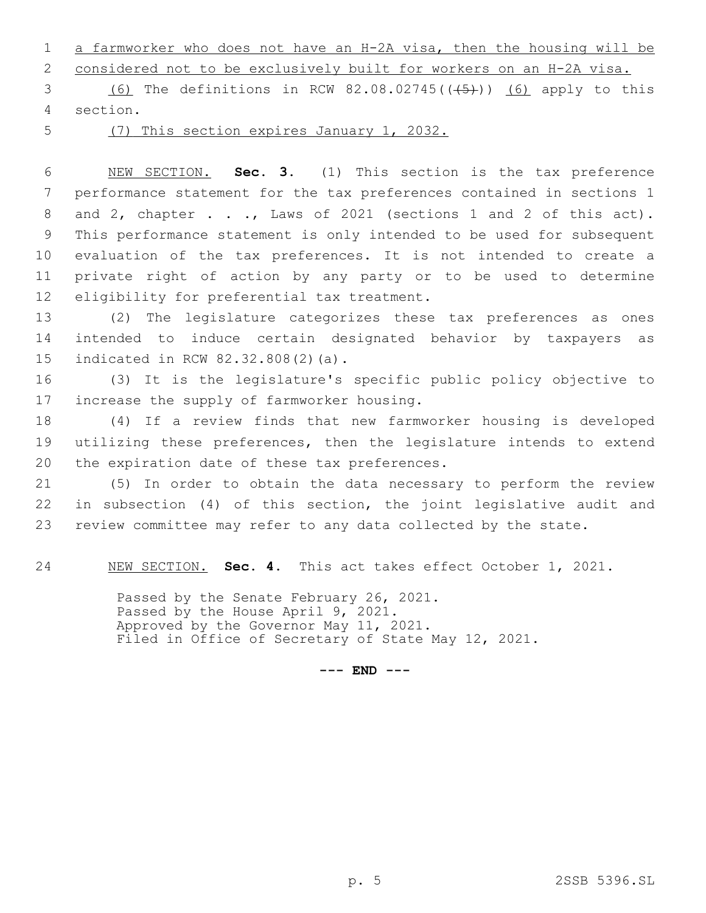a farmworker who does not have an H-2A visa, then the housing will be considered not to be exclusively built for workers on an H-2A visa.

(6) The definitions in RCW 82.08.02745((~~(5)~~)) (6) apply to this section.

(7) This section expires January 1, 2032.

NEW SECTION. **Sec. 3.** (1) This section is the tax preference performance statement for the tax preferences contained in sections 1 and 2, chapter . . ., Laws of 2021 (sections 1 and 2 of this act). This performance statement is only intended to be used for subsequent evaluation of the tax preferences. It is not intended to create a private right of action by any party or to be used to determine eligibility for preferential tax treatment.

(2) The legislature categorizes these tax preferences as ones intended to induce certain designated behavior by taxpayers as indicated in RCW 82.32.808(2)(a).

(3) It is the legislature's specific public policy objective to increase the supply of farmworker housing.

(4) If a review finds that new farmworker housing is developed utilizing these preferences, then the legislature intends to extend the expiration date of these tax preferences.

(5) In order to obtain the data necessary to perform the review in subsection (4) of this section, the joint legislative audit and review committee may refer to any data collected by the state.

NEW SECTION. **Sec. 4.** This act takes effect October 1, 2021.

Passed by the Senate February 26, 2021.
Passed by the House April 9, 2021.
Approved by the Governor May 11, 2021.
Filed in Office of Secretary of State May 12, 2021.

**--- END ---**